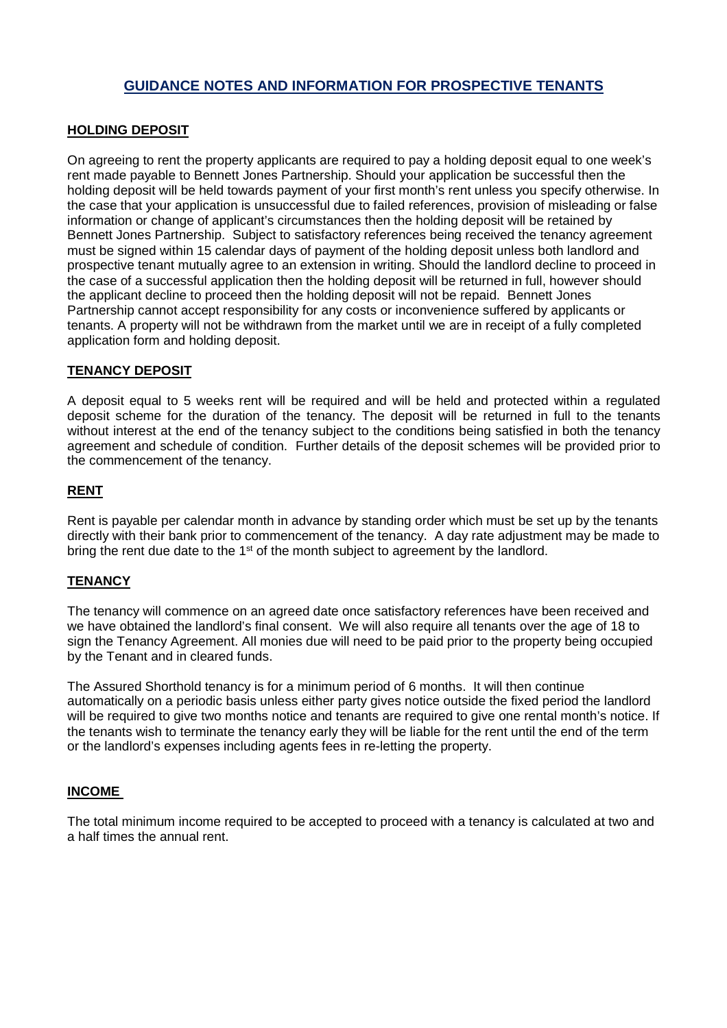# GUIDANCE NOTES AND INFORMATION FOR PROSPECTIVE TENANTS

## HOLDING DEPOSIT

On agreeing to rent the property applicants are required to pay a holding deposit equal to one week's rent made payable to Bennett Jones Partnership. Should your application be successful then the holding deposit will be held towards payment of your first month's rent unless you specify otherwise. In the case that your application is unsuccessful due to failed references, provision of misleading or false information or change of applicant's circumstances then the holding deposit will be retained by Bennett Jones Partnership. Subject to satisfactory references being received the tenancy agreement must be signed within 15 calendar days of payment of the holding deposit unless both landlord and prospective tenant mutually agree to an extension in writing. Should the landlord decline to proceed in the case of a successful application then the holding deposit will be returned in full, however should the applicant decline to proceed then the holding deposit will not be repaid. Bennett Jones Partnership cannot accept responsibility for any costs or inconvenience suffered by applicants or tenants. A property will not be withdrawn from the market until we are in receipt of a fully completed application form and holding deposit.

## TENANCY DEPOSIT

A deposit equal to 5 weeks rent will be required and will be held and protected within a regulated deposit scheme for the duration of the tenancy. The deposit will be returned in full to the tenants without interest at the end of the tenancy subject to the conditions being satisfied in both the tenancy agreement and schedule of condition. Further details of the deposit schemes will be provided prior to the commencement of the tenancy.

## RENT

Rent is payable per calendar month in advance by standing order which must be set up by the tenants directly with their bank prior to commencement of the tenancy. A day rate adjustment may be made to bring the rent due date to the 1st of the month subject to agreement by the landlord.

## TENANCY

The tenancy will commence on an agreed date once satisfactory references have been received and we have obtained the landlord's final consent. We will also require all tenants over the age of 18 to sign the Tenancy Agreement. All monies due will need to be paid prior to the property being occupied by the Tenant and in cleared funds.

The Assured Shorthold tenancy is for a minimum period of 6 months. It will then continue automatically on a periodic basis unless either party gives notice outside the fixed period the landlord will be required to give two months notice and tenants are required to give one rental month's notice. If the tenants wish to terminate the tenancy early they will be liable for the rent until the end of the term or the landlord's expenses including agents fees in re-letting the property.

## INCOME

The total minimum income required to be accepted to proceed with a tenancy is calculated at two and a half times the annual rent.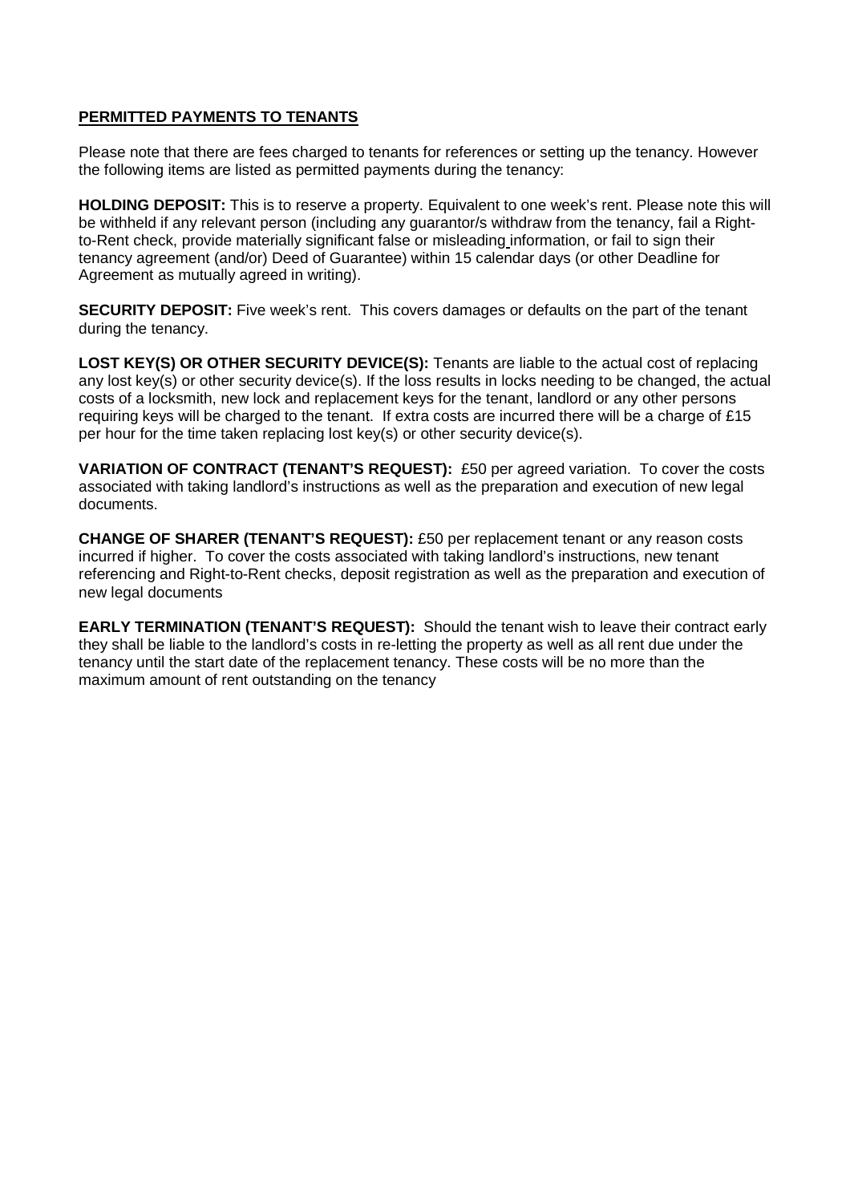**PERMITTED PAYMENTS TO TENANTS**

Please note that there are fees charged to tenants for references or setting up the tenancy. However the following items are listed as permitted payments during the tenancy:

**HOLDING DEPOSIT:** This is to reserve a property. Equivalent to one week's rent. Please note this will be withheld if any relevant person (including any guarantor/s withdraw from the tenancy, fail a Right-to-Rent check, provide materially significant false or misleading information, or fail to sign their tenancy agreement (and/or) Deed of Guarantee) within 15 calendar days (or other Deadline for Agreement as mutually agreed in writing).

**SECURITY DEPOSIT:** Five week's rent. This covers damages or defaults on the part of the tenant during the tenancy.

**LOST KEY(S) OR OTHER SECURITY DEVICE(S):** Tenants are liable to the actual cost of replacing any lost key(s) or other security device(s). If the loss results in locks needing to be changed, the actual costs of a locksmith, new lock and replacement keys for the tenant, landlord or any other persons requiring keys will be charged to the tenant. If extra costs are incurred there will be a charge of £15 per hour for the time taken replacing lost key(s) or other security device(s).

**VARIATION OF CONTRACT (TENANT'S REQUEST):** £50 per agreed variation. To cover the costs associated with taking landlord's instructions as well as the preparation and execution of new legal documents.

**CHANGE OF SHARER (TENANT'S REQUEST):** £50 per replacement tenant or any reason costs incurred if higher. To cover the costs associated with taking landlord's instructions, new tenant referencing and Right-to-Rent checks, deposit registration as well as the preparation and execution of new legal documents

**EARLY TERMINATION (TENANT'S REQUEST):** Should the tenant wish to leave their contract early they shall be liable to the landlord's costs in re-letting the property as well as all rent due under the tenancy until the start date of the replacement tenancy. These costs will be no more than the maximum amount of rent outstanding on the tenancy